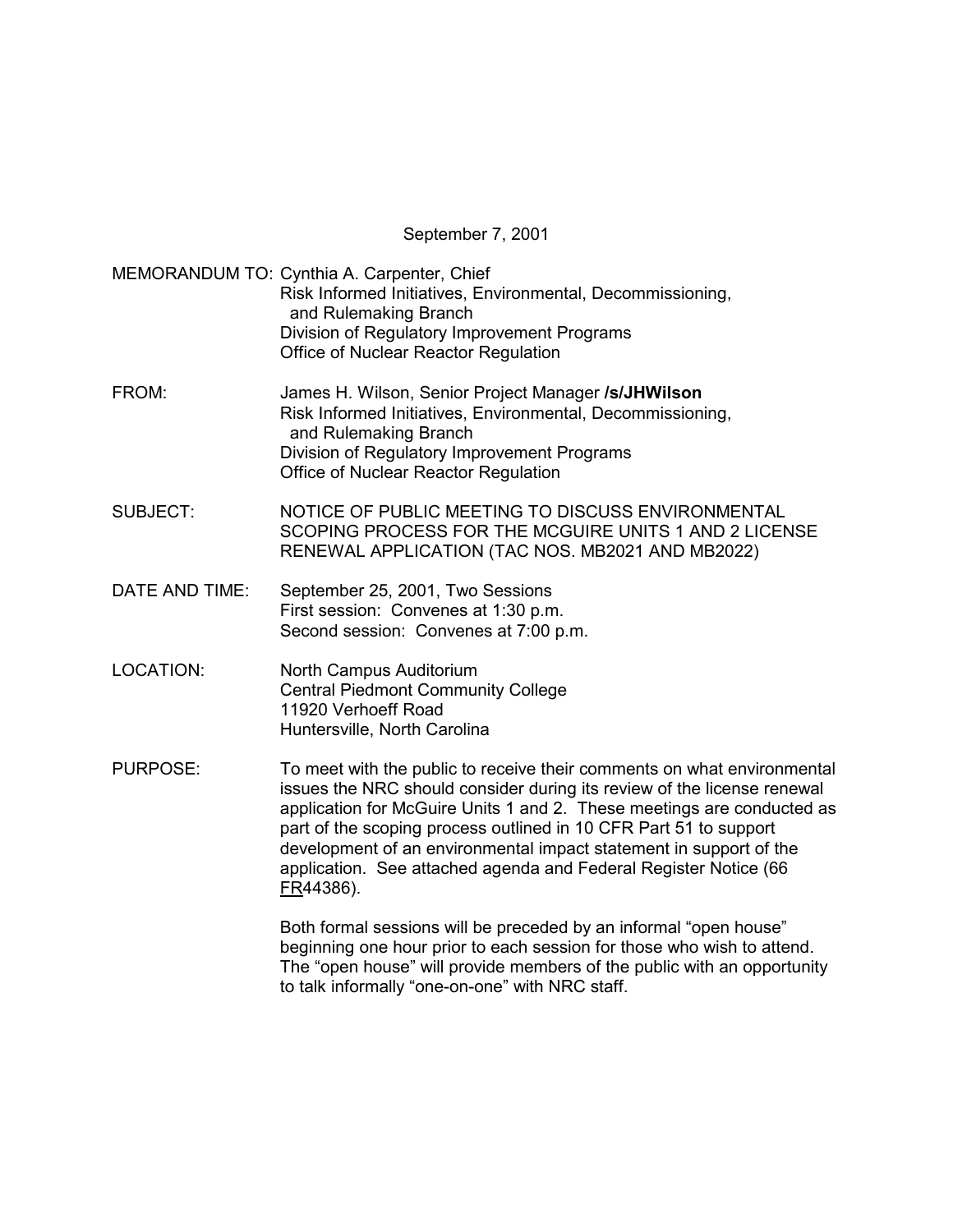September 7, 2001

MEMORANDUM TO: Cynthia A. Carpenter, Chief
Risk Informed Initiatives, Environmental, Decommissioning, and Rulemaking Branch
Division of Regulatory Improvement Programs
Office of Nuclear Reactor Regulation

FROM: James H. Wilson, Senior Project Manager **/s/JHWilson**
Risk Informed Initiatives, Environmental, Decommissioning, and Rulemaking Branch
Division of Regulatory Improvement Programs
Office of Nuclear Reactor Regulation

SUBJECT: NOTICE OF PUBLIC MEETING TO DISCUSS ENVIRONMENTAL SCOPING PROCESS FOR THE MCGUIRE UNITS 1 AND 2 LICENSE RENEWAL APPLICATION (TAC NOS. MB2021 AND MB2022)

DATE AND TIME: September 25, 2001, Two Sessions
First session: Convenes at 1:30 p.m.
Second session: Convenes at 7:00 p.m.

LOCATION: North Campus Auditorium
Central Piedmont Community College
11920 Verhoeff Road
Huntersville, North Carolina

PURPOSE: To meet with the public to receive their comments on what environmental issues the NRC should consider during its review of the license renewal application for McGuire Units 1 and 2. These meetings are conducted as part of the scoping process outlined in 10 CFR Part 51 to support development of an environmental impact statement in support of the application. See attached agenda and Federal Register Notice (66 FR44386).

Both formal sessions will be preceded by an informal "open house" beginning one hour prior to each session for those who wish to attend. The "open house" will provide members of the public with an opportunity to talk informally "one-on-one" with NRC staff.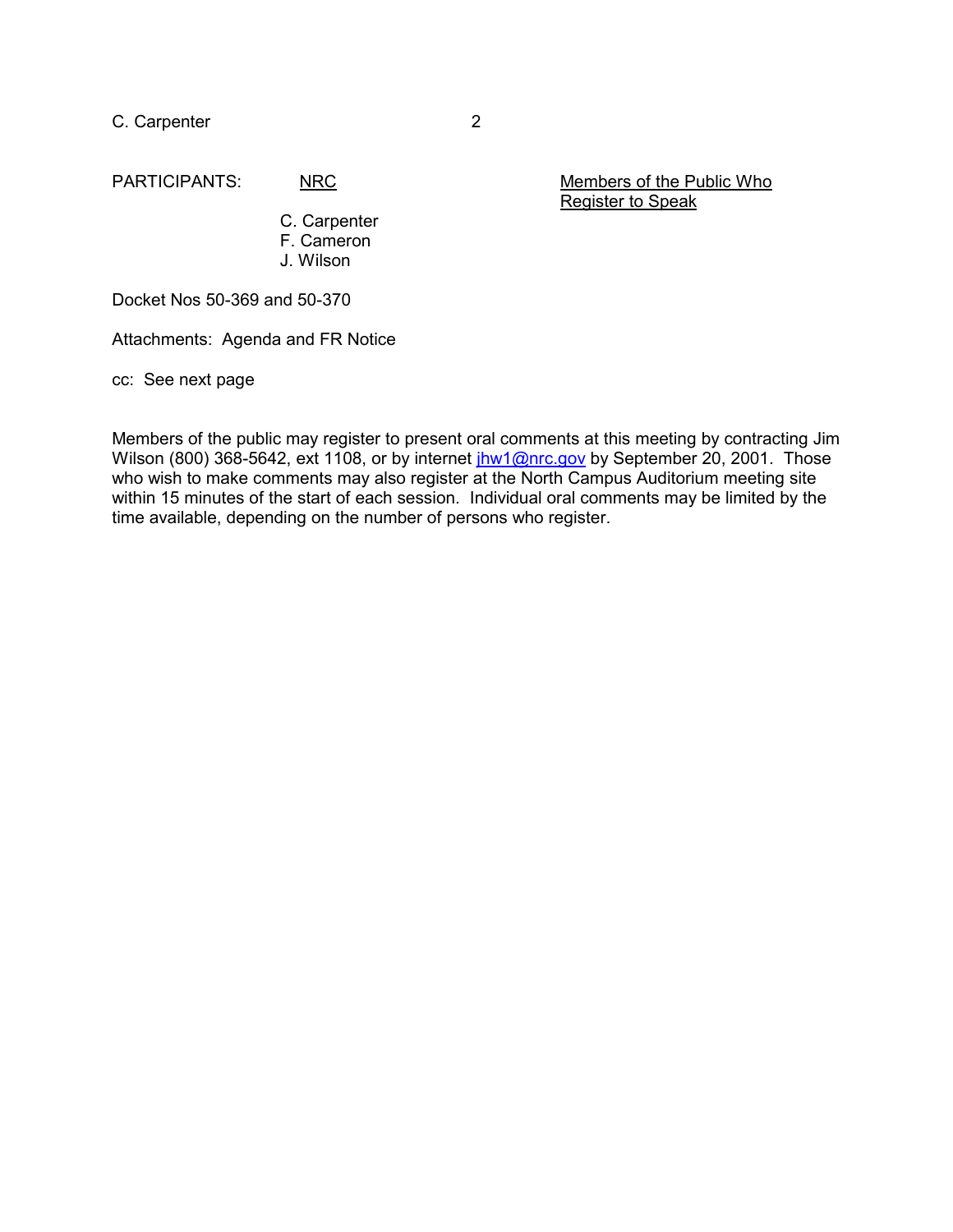PARTICIPANTS:

| NRC | Members of the Public Who Register to Speak |
| --- | --- |
| C. Carpenter | |
| F. Cameron | |
| J. Wilson | |

Docket Nos 50-369 and 50-370

Attachments: Agenda and FR Notice

cc: See next page

Members of the public may register to present oral comments at this meeting by contracting Jim Wilson (800) 368-5642, ext 1108, or by internet jhw1@nrc.gov by September 20, 2001. Those who wish to make comments may also register at the North Campus Auditorium meeting site within 15 minutes of the start of each session. Individual oral comments may be limited by the time available, depending on the number of persons who register.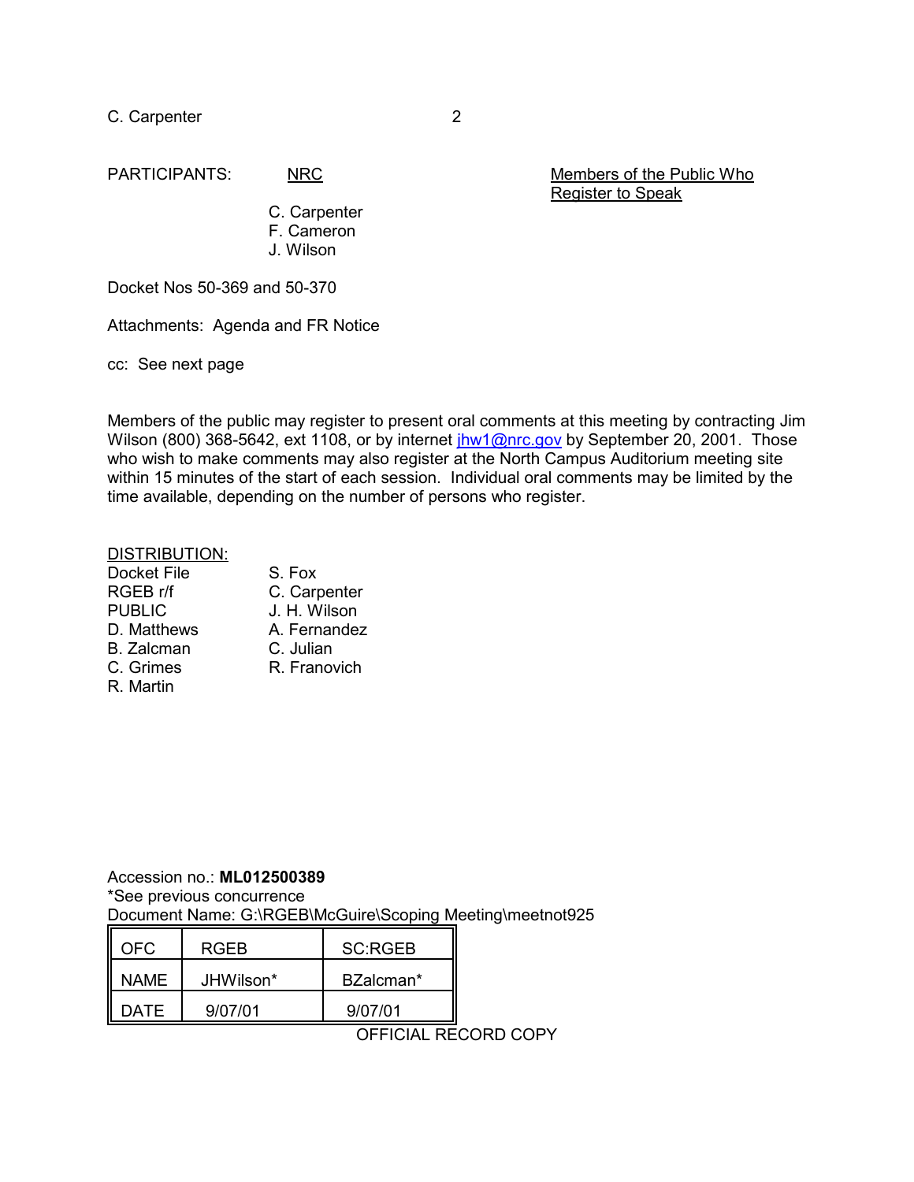PARTICIPANTS:

| NRC | Members of the Public Who Register to Speak |
|---|---|
| C. Carpenter | |
| F. Cameron | |
| J. Wilson | |

Docket Nos 50-369 and 50-370

Attachments: Agenda and FR Notice

cc: See next page

Members of the public may register to present oral comments at this meeting by contracting Jim Wilson (800) 368-5642, ext 1108, or by internet jhw1@nrc.gov by September 20, 2001. Those who wish to make comments may also register at the North Campus Auditorium meeting site within 15 minutes of the start of each session. Individual oral comments may be limited by the time available, depending on the number of persons who register.

DISTRIBUTION:

| | |
|---|---|
| Docket File | S. Fox |
| RGEB r/f | C. Carpenter |
| PUBLIC | J. H. Wilson |
| D. Matthews | A. Fernandez |
| B. Zalcman | C. Julian |
| C. Grimes | R. Franovich |
| R. Martin | |

Accession no.: **ML012500389**
*See previous concurrence
Document Name: G:\RGEB\McGuire\Scoping Meeting\meetnot925

| OFC | RGEB | SC:RGEB |
|---|---|---|
| NAME | JHWilson* | BZalcman* |
| DATE | 9/07/01 | 9/07/01 |

OFFICIAL RECORD COPY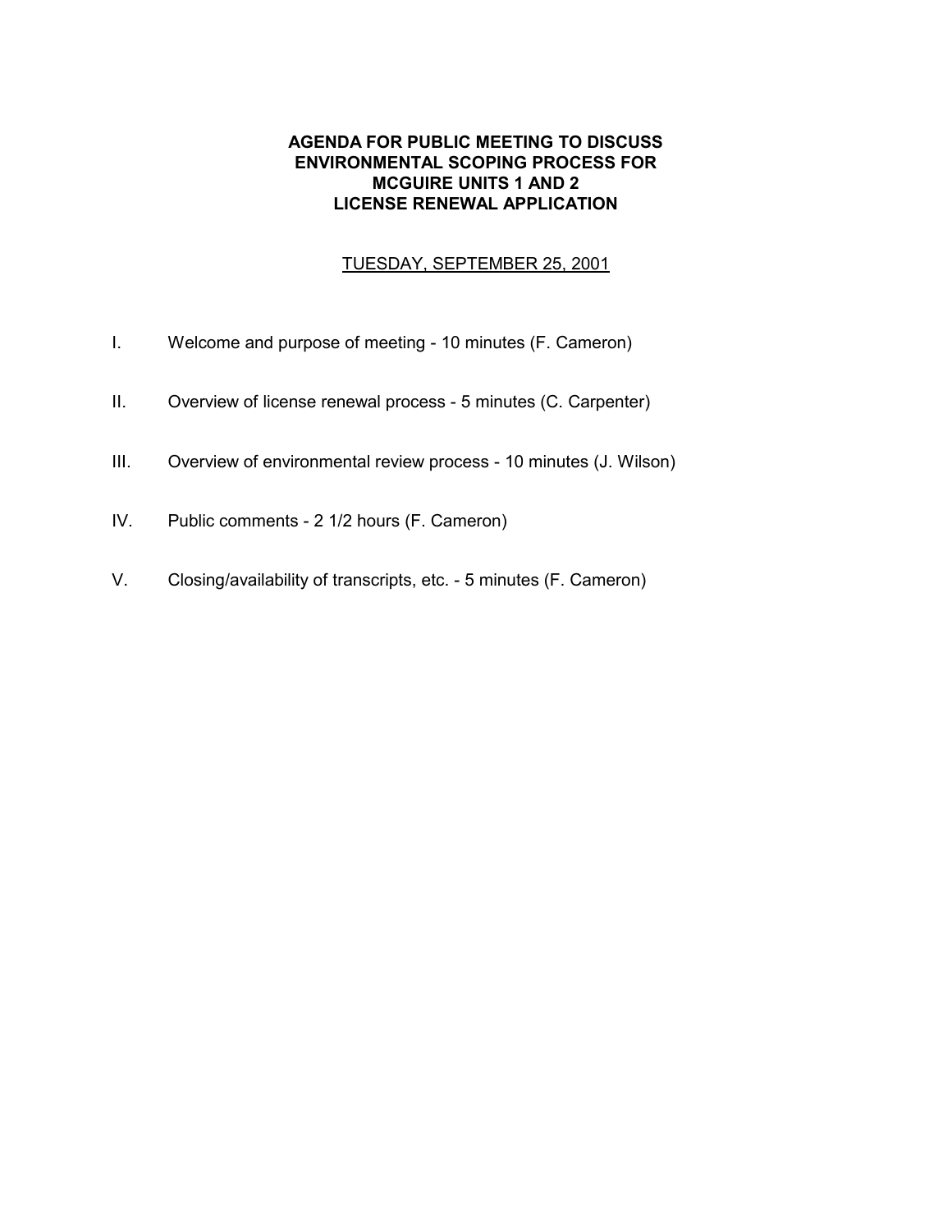**AGENDA FOR PUBLIC MEETING TO DISCUSS ENVIRONMENTAL SCOPING PROCESS FOR MCGUIRE UNITS 1 AND 2 LICENSE RENEWAL APPLICATION**

TUESDAY, SEPTEMBER 25, 2001

I. Welcome and purpose of meeting - 10 minutes (F. Cameron)

II. Overview of license renewal process - 5 minutes (C. Carpenter)

III. Overview of environmental review process - 10 minutes (J. Wilson)

IV. Public comments - 2 1/2 hours (F. Cameron)

V. Closing/availability of transcripts, etc. - 5 minutes (F. Cameron)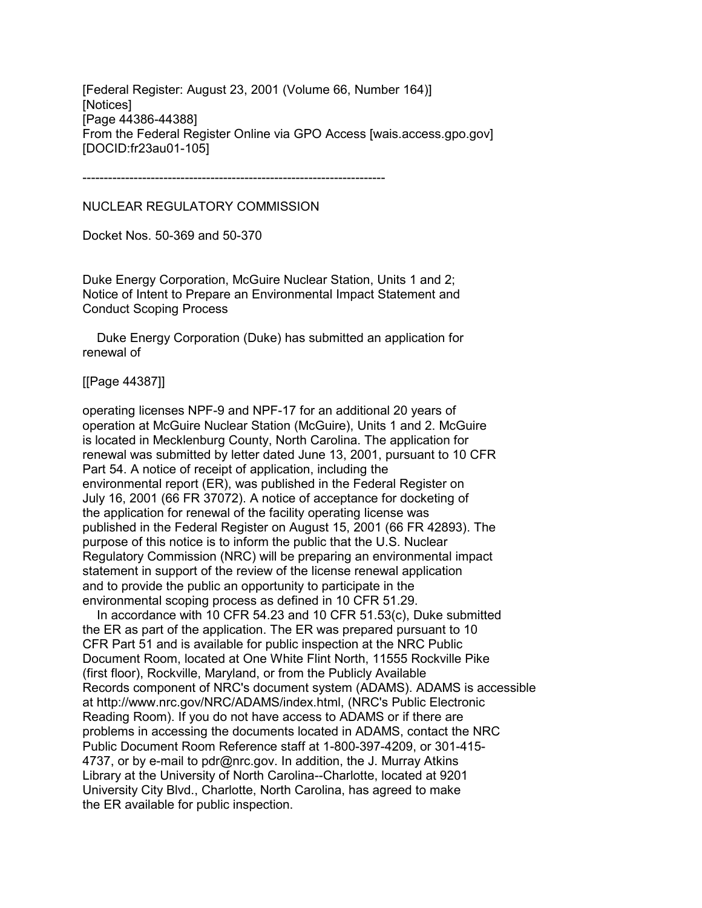[Federal Register: August 23, 2001 (Volume 66, Number 164)]
[Notices]
[Page 44386-44388]
From the Federal Register Online via GPO Access [wais.access.gpo.gov]
[DOCID:fr23au01-105]

-----------------------------------------------------------------------

NUCLEAR REGULATORY COMMISSION

Docket Nos. 50-369 and 50-370

Duke Energy Corporation, McGuire Nuclear Station, Units 1 and 2; Notice of Intent to Prepare an Environmental Impact Statement and Conduct Scoping Process

Duke Energy Corporation (Duke) has submitted an application for renewal of

[[Page 44387]]

operating licenses NPF-9 and NPF-17 for an additional 20 years of operation at McGuire Nuclear Station (McGuire), Units 1 and 2. McGuire is located in Mecklenburg County, North Carolina. The application for renewal was submitted by letter dated June 13, 2001, pursuant to 10 CFR Part 54. A notice of receipt of application, including the environmental report (ER), was published in the Federal Register on July 16, 2001 (66 FR 37072). A notice of acceptance for docketing of the application for renewal of the facility operating license was published in the Federal Register on August 15, 2001 (66 FR 42893). The purpose of this notice is to inform the public that the U.S. Nuclear Regulatory Commission (NRC) will be preparing an environmental impact statement in support of the review of the license renewal application and to provide the public an opportunity to participate in the environmental scoping process as defined in 10 CFR 51.29.

In accordance with 10 CFR 54.23 and 10 CFR 51.53(c), Duke submitted the ER as part of the application. The ER was prepared pursuant to 10 CFR Part 51 and is available for public inspection at the NRC Public Document Room, located at One White Flint North, 11555 Rockville Pike (first floor), Rockville, Maryland, or from the Publicly Available Records component of NRC's document system (ADAMS). ADAMS is accessible at http://www.nrc.gov/NRC/ADAMS/index.html, (NRC's Public Electronic Reading Room). If you do not have access to ADAMS or if there are problems in accessing the documents located in ADAMS, contact the NRC Public Document Room Reference staff at 1-800-397-4209, or 301-415-4737, or by e-mail to pdr@nrc.gov. In addition, the J. Murray Atkins Library at the University of North Carolina--Charlotte, located at 9201 University City Blvd., Charlotte, North Carolina, has agreed to make the ER available for public inspection.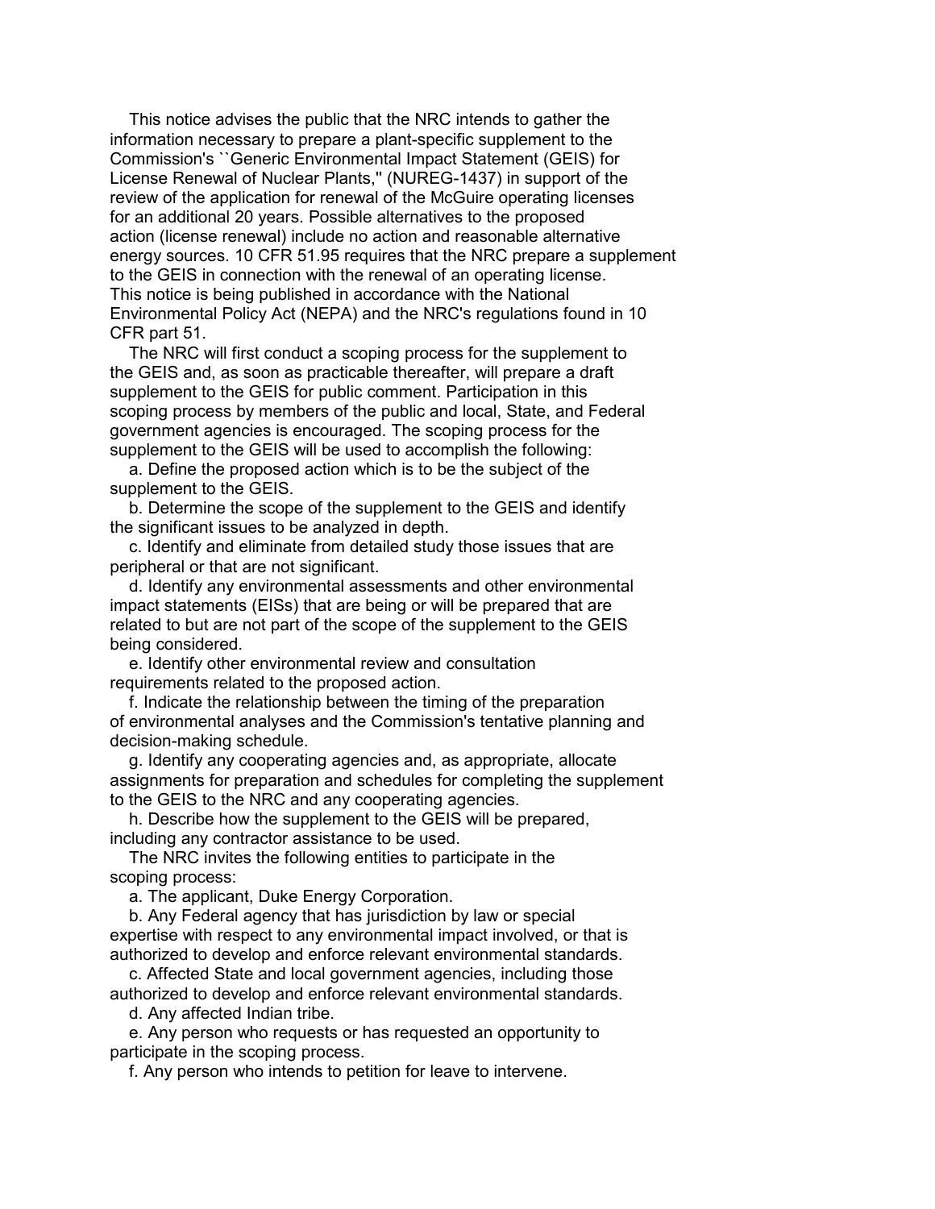This notice advises the public that the NRC intends to gather the information necessary to prepare a plant-specific supplement to the Commission's ``Generic Environmental Impact Statement (GEIS) for License Renewal of Nuclear Plants,'' (NUREG-1437) in support of the review of the application for renewal of the McGuire operating licenses for an additional 20 years. Possible alternatives to the proposed action (license renewal) include no action and reasonable alternative energy sources. 10 CFR 51.95 requires that the NRC prepare a supplement to the GEIS in connection with the renewal of an operating license. This notice is being published in accordance with the National Environmental Policy Act (NEPA) and the NRC's regulations found in 10 CFR part 51.

The NRC will first conduct a scoping process for the supplement to the GEIS and, as soon as practicable thereafter, will prepare a draft supplement to the GEIS for public comment. Participation in this scoping process by members of the public and local, State, and Federal government agencies is encouraged. The scoping process for the supplement to the GEIS will be used to accomplish the following:

a. Define the proposed action which is to be the subject of the supplement to the GEIS.

b. Determine the scope of the supplement to the GEIS and identify the significant issues to be analyzed in depth.

c. Identify and eliminate from detailed study those issues that are peripheral or that are not significant.

d. Identify any environmental assessments and other environmental impact statements (EISs) that are being or will be prepared that are related to but are not part of the scope of the supplement to the GEIS being considered.

e. Identify other environmental review and consultation requirements related to the proposed action.

f. Indicate the relationship between the timing of the preparation of environmental analyses and the Commission's tentative planning and decision-making schedule.

g. Identify any cooperating agencies and, as appropriate, allocate assignments for preparation and schedules for completing the supplement to the GEIS to the NRC and any cooperating agencies.

h. Describe how the supplement to the GEIS will be prepared, including any contractor assistance to be used.

The NRC invites the following entities to participate in the scoping process:

a. The applicant, Duke Energy Corporation.

b. Any Federal agency that has jurisdiction by law or special expertise with respect to any environmental impact involved, or that is authorized to develop and enforce relevant environmental standards.

c. Affected State and local government agencies, including those authorized to develop and enforce relevant environmental standards.

d. Any affected Indian tribe.

e. Any person who requests or has requested an opportunity to participate in the scoping process.

f. Any person who intends to petition for leave to intervene.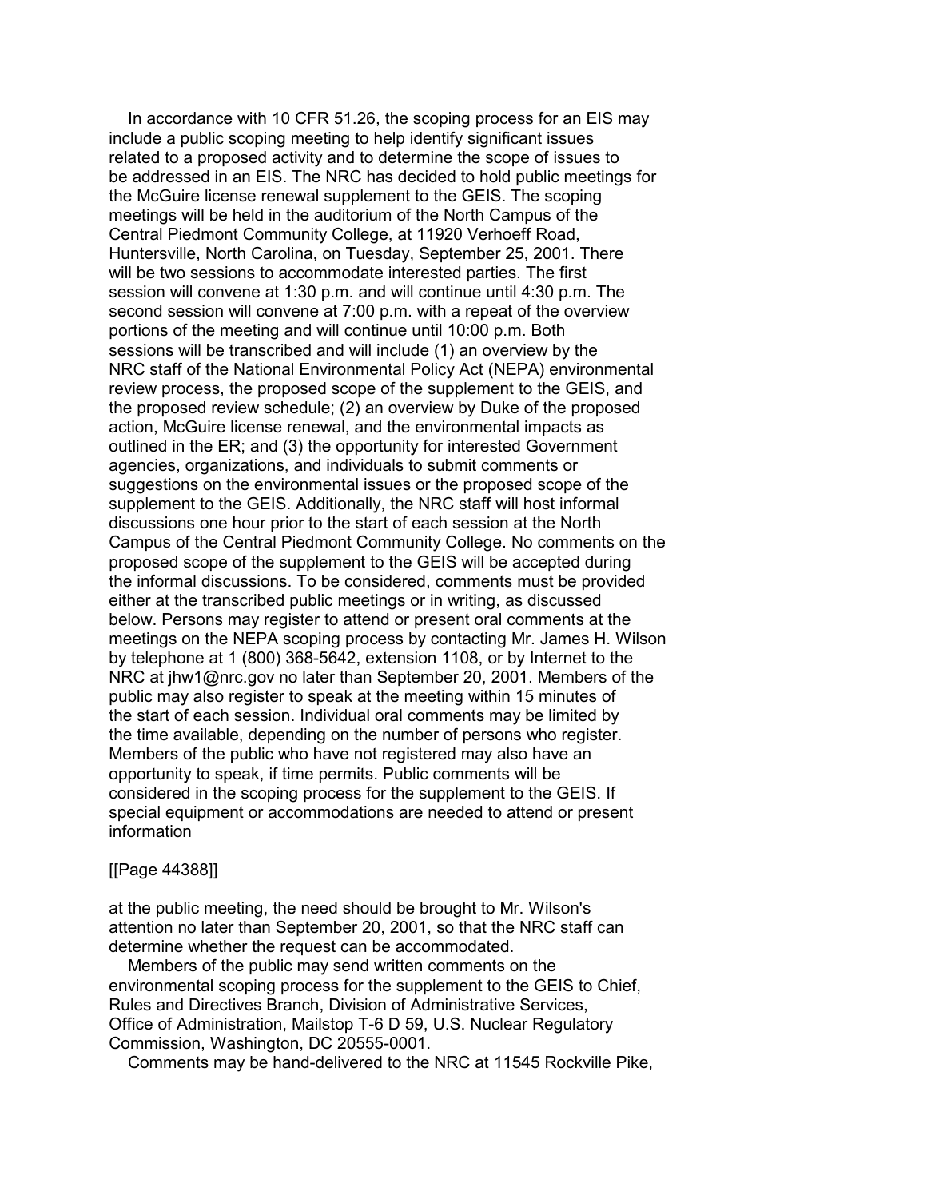In accordance with 10 CFR 51.26, the scoping process for an EIS may include a public scoping meeting to help identify significant issues related to a proposed activity and to determine the scope of issues to be addressed in an EIS. The NRC has decided to hold public meetings for the McGuire license renewal supplement to the GEIS. The scoping meetings will be held in the auditorium of the North Campus of the Central Piedmont Community College, at 11920 Verhoeff Road, Huntersville, North Carolina, on Tuesday, September 25, 2001. There will be two sessions to accommodate interested parties. The first session will convene at 1:30 p.m. and will continue until 4:30 p.m. The second session will convene at 7:00 p.m. with a repeat of the overview portions of the meeting and will continue until 10:00 p.m. Both sessions will be transcribed and will include (1) an overview by the NRC staff of the National Environmental Policy Act (NEPA) environmental review process, the proposed scope of the supplement to the GEIS, and the proposed review schedule; (2) an overview by Duke of the proposed action, McGuire license renewal, and the environmental impacts as outlined in the ER; and (3) the opportunity for interested Government agencies, organizations, and individuals to submit comments or suggestions on the environmental issues or the proposed scope of the supplement to the GEIS. Additionally, the NRC staff will host informal discussions one hour prior to the start of each session at the North Campus of the Central Piedmont Community College. No comments on the proposed scope of the supplement to the GEIS will be accepted during the informal discussions. To be considered, comments must be provided either at the transcribed public meetings or in writing, as discussed below. Persons may register to attend or present oral comments at the meetings on the NEPA scoping process by contacting Mr. James H. Wilson by telephone at 1 (800) 368-5642, extension 1108, or by Internet to the NRC at jhw1@nrc.gov no later than September 20, 2001. Members of the public may also register to speak at the meeting within 15 minutes of the start of each session. Individual oral comments may be limited by the time available, depending on the number of persons who register. Members of the public who have not registered may also have an opportunity to speak, if time permits. Public comments will be considered in the scoping process for the supplement to the GEIS. If special equipment or accommodations are needed to attend or present information

[[Page 44388]]

at the public meeting, the need should be brought to Mr. Wilson's attention no later than September 20, 2001, so that the NRC staff can determine whether the request can be accommodated.

Members of the public may send written comments on the environmental scoping process for the supplement to the GEIS to Chief, Rules and Directives Branch, Division of Administrative Services, Office of Administration, Mailstop T-6 D 59, U.S. Nuclear Regulatory Commission, Washington, DC 20555-0001.

Comments may be hand-delivered to the NRC at 11545 Rockville Pike,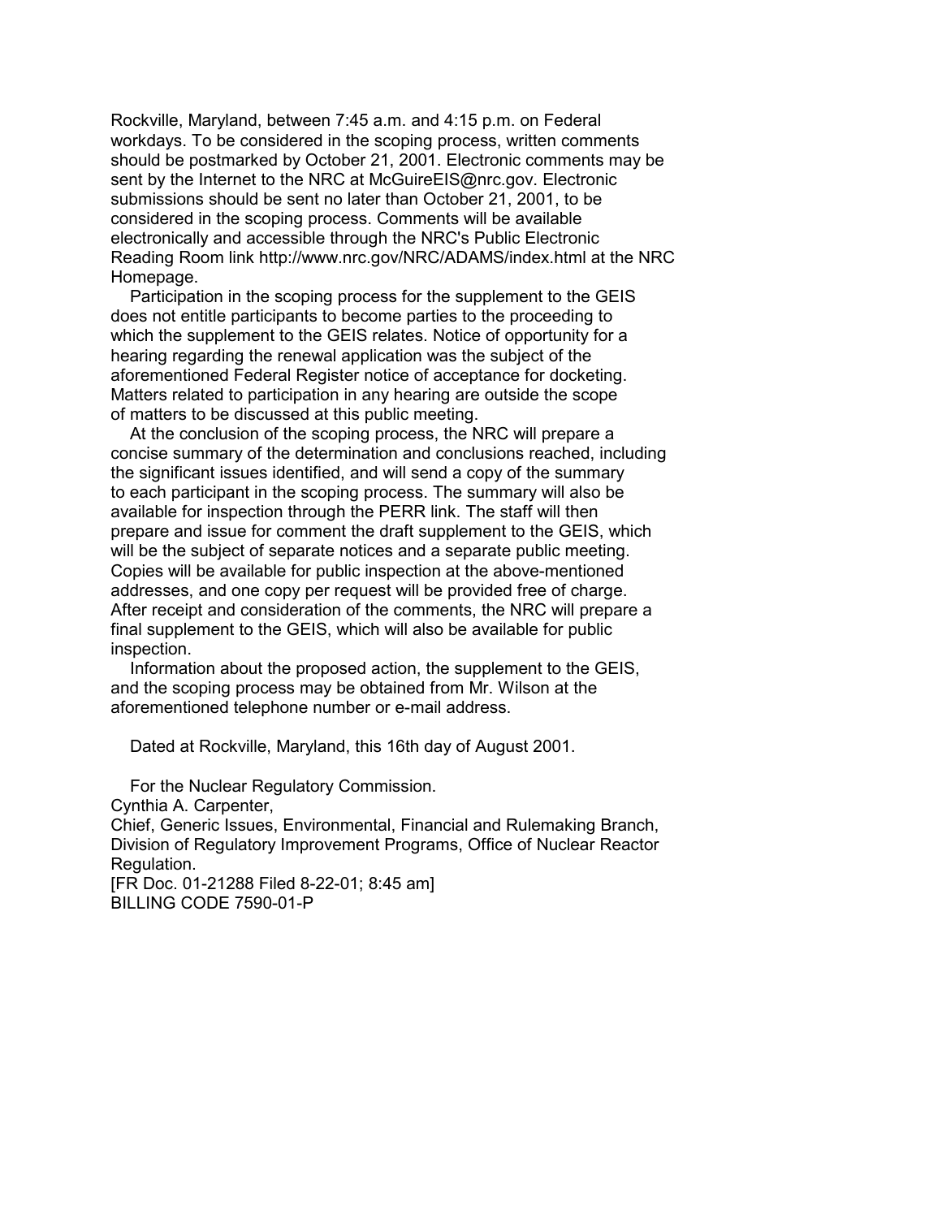Rockville, Maryland, between 7:45 a.m. and 4:15 p.m. on Federal workdays. To be considered in the scoping process, written comments should be postmarked by October 21, 2001. Electronic comments may be sent by the Internet to the NRC at McGuireEIS@nrc.gov. Electronic submissions should be sent no later than October 21, 2001, to be considered in the scoping process. Comments will be available electronically and accessible through the NRC's Public Electronic Reading Room link http://www.nrc.gov/NRC/ADAMS/index.html at the NRC Homepage.

Participation in the scoping process for the supplement to the GEIS does not entitle participants to become parties to the proceeding to which the supplement to the GEIS relates. Notice of opportunity for a hearing regarding the renewal application was the subject of the aforementioned Federal Register notice of acceptance for docketing. Matters related to participation in any hearing are outside the scope of matters to be discussed at this public meeting.

At the conclusion of the scoping process, the NRC will prepare a concise summary of the determination and conclusions reached, including the significant issues identified, and will send a copy of the summary to each participant in the scoping process. The summary will also be available for inspection through the PERR link. The staff will then prepare and issue for comment the draft supplement to the GEIS, which will be the subject of separate notices and a separate public meeting. Copies will be available for public inspection at the above-mentioned addresses, and one copy per request will be provided free of charge. After receipt and consideration of the comments, the NRC will prepare a final supplement to the GEIS, which will also be available for public inspection.

Information about the proposed action, the supplement to the GEIS, and the scoping process may be obtained from Mr. Wilson at the aforementioned telephone number or e-mail address.

Dated at Rockville, Maryland, this 16th day of August 2001.

For the Nuclear Regulatory Commission.
Cynthia A. Carpenter,
Chief, Generic Issues, Environmental, Financial and Rulemaking Branch, Division of Regulatory Improvement Programs, Office of Nuclear Reactor Regulation.
[FR Doc. 01-21288 Filed 8-22-01; 8:45 am]
BILLING CODE 7590-01-P